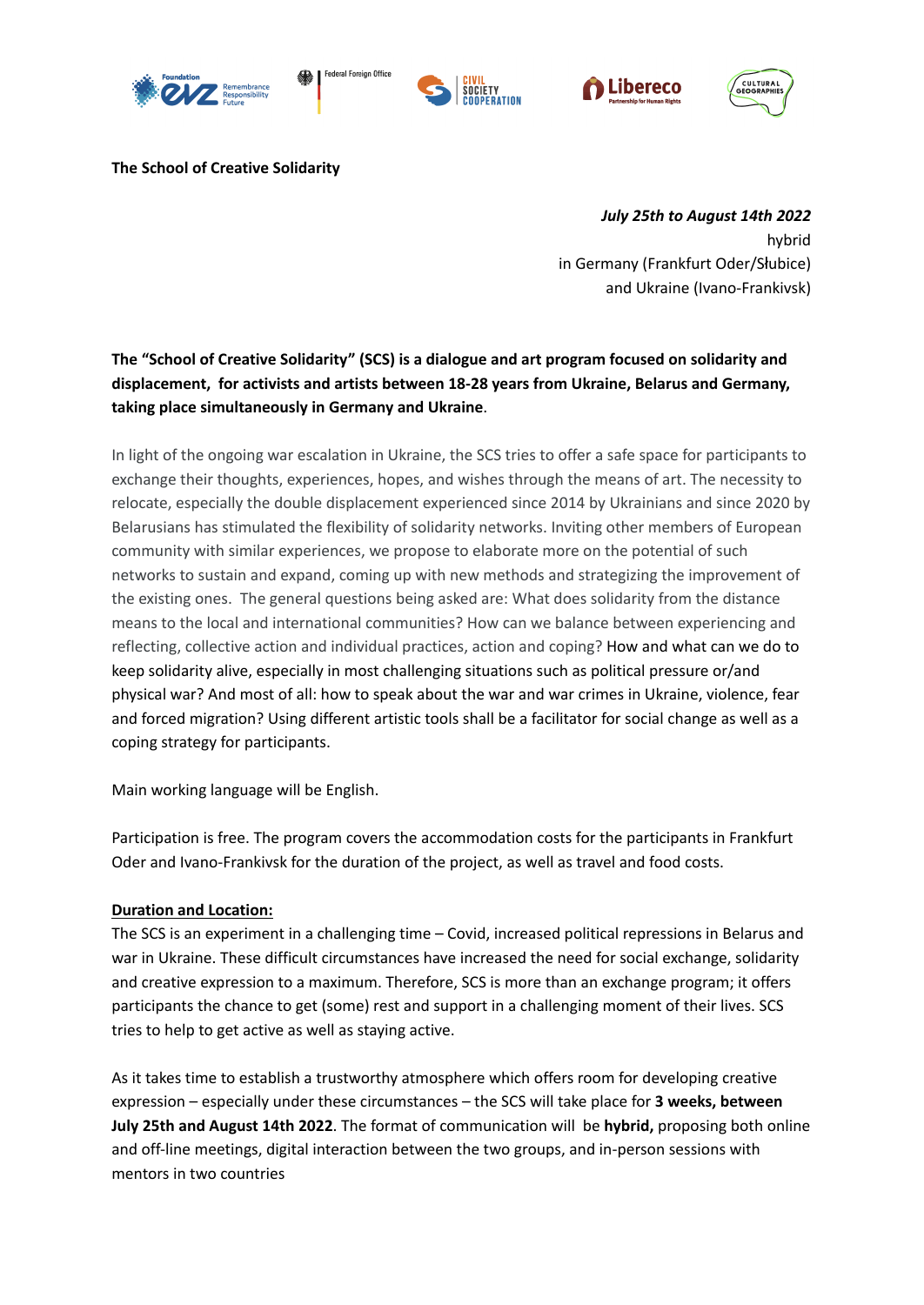**The School of Creative Solidarity**

***July 25th to August 14th 2022***
hybrid
in Germany (Frankfurt Oder/Słubice)
and Ukraine (Ivano-Frankivsk)

**The "School of Creative Solidarity" (SCS) is a dialogue and art program focused on solidarity and displacement, for activists and artists between 18-28 years from Ukraine, Belarus and Germany, taking place simultaneously in Germany and Ukraine**.

In light of the ongoing war escalation in Ukraine, the SCS tries to offer a safe space for participants to exchange their thoughts, experiences, hopes, and wishes through the means of art. The necessity to relocate, especially the double displacement experienced since 2014 by Ukrainians and since 2020 by Belarusians has stimulated the flexibility of solidarity networks. Inviting other members of European community with similar experiences, we propose to elaborate more on the potential of such networks to sustain and expand, coming up with new methods and strategizing the improvement of the existing ones. The general questions being asked are: What does solidarity from the distance means to the local and international communities? How can we balance between experiencing and reflecting, collective action and individual practices, action and coping? How and what can we do to keep solidarity alive, especially in most challenging situations such as political pressure or/and physical war? And most of all: how to speak about the war and war crimes in Ukraine, violence, fear and forced migration? Using different artistic tools shall be a facilitator for social change as well as a coping strategy for participants.

Main working language will be English.

Participation is free. The program covers the accommodation costs for the participants in Frankfurt Oder and Ivano-Frankivsk for the duration of the project, as well as travel and food costs.

**Duration and Location:**

The SCS is an experiment in a challenging time – Covid, increased political repressions in Belarus and war in Ukraine. These difficult circumstances have increased the need for social exchange, solidarity and creative expression to a maximum. Therefore, SCS is more than an exchange program; it offers participants the chance to get (some) rest and support in a challenging moment of their lives. SCS tries to help to get active as well as staying active.

As it takes time to establish a trustworthy atmosphere which offers room for developing creative expression – especially under these circumstances – the SCS will take place for **3 weeks, between July 25th and August 14th 2022**. The format of communication will be **hybrid,** proposing both online and off-line meetings, digital interaction between the two groups, and in-person sessions with mentors in two countries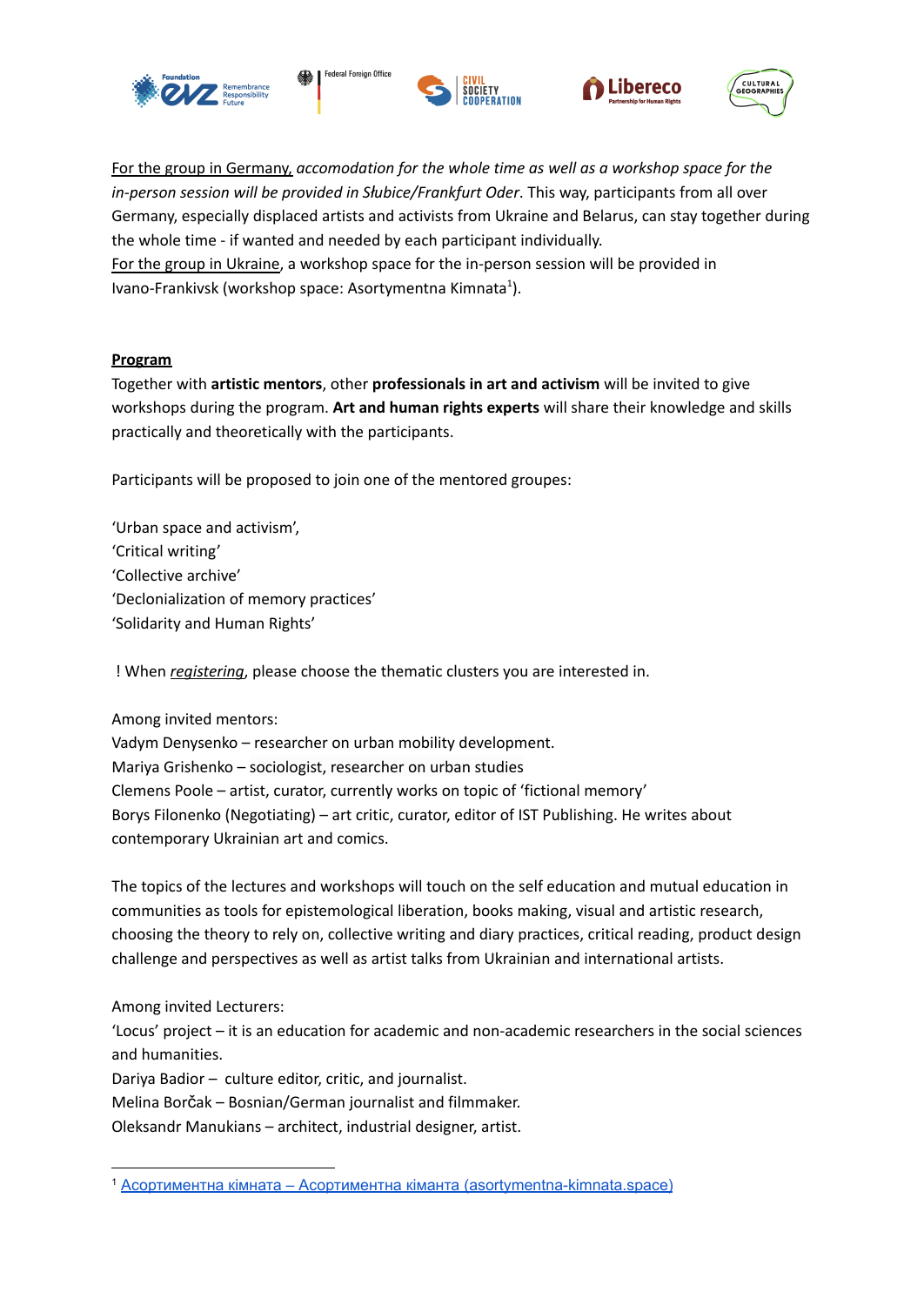<u>For the group in Germany,</u> *accomodation for the whole time as well as a workshop space for the in-person session will be provided in Słubice/Frankfurt Oder*. This way, participants from all over Germany, especially displaced artists and activists from Ukraine and Belarus, can stay together during the whole time - if wanted and needed by each participant individually.
<u>For the group in Ukraine</u>, a workshop space for the in-person session will be provided in Ivano-Frankivsk (workshop space: Asortymentna Kimnata[1]).

**Program**

Together with **artistic mentors**, other **professionals in art and activism** will be invited to give workshops during the program. **Art and human rights experts** will share their knowledge and skills practically and theoretically with the participants.

Participants will be proposed to join one of the mentored groupes:

'Urban space and activism',
'Critical writing'
'Collective archive'
'Declonialization of memory practices'
'Solidarity and Human Rights'

! When *registering*, please choose the thematic clusters you are interested in.

Among invited mentors:
Vadym Denysenko – researcher on urban mobility development.
Mariya Grishenko – sociologist, researcher on urban studies
Clemens Poole – artist, curator, currently works on topic of 'fictional memory'
Borys Filonenko (Negotiating) – art critic, curator, editor of IST Publishing. He writes about contemporary Ukrainian art and comics.

The topics of the lectures and workshops will touch on the self education and mutual education in communities as tools for epistemological liberation, books making, visual and artistic research, choosing the theory to rely on, collective writing and diary practices, critical reading, product design challenge and perspectives as well as artist talks from Ukrainian and international artists.

Among invited Lecturers:
'Locus' project – it is an education for academic and non-academic researchers in the social sciences and humanities.
Dariya Badior – culture editor, critic, and journalist.
Melina Borčak – Bosnian/German journalist and filmmaker.
Oleksandr Manukians – architect, industrial designer, artist.

---

[1] Асортиментна кімната – Асортиментна кіманта (asortymentna-kimnata.space)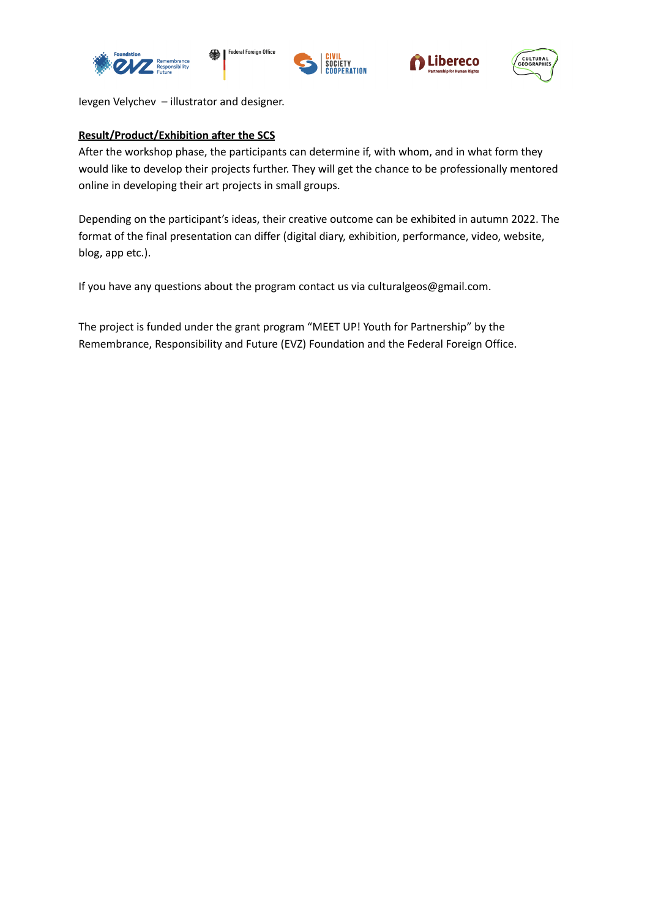Ievgen Velychev – illustrator and designer.

**Result/Product/Exhibition after the SCS**

After the workshop phase, the participants can determine if, with whom, and in what form they would like to develop their projects further. They will get the chance to be professionally mentored online in developing their art projects in small groups.

Depending on the participant's ideas, their creative outcome can be exhibited in autumn 2022. The format of the final presentation can differ (digital diary, exhibition, performance, video, website, blog, app etc.).

If you have any questions about the program contact us via culturalgeos@gmail.com.

The project is funded under the grant program "MEET UP! Youth for Partnership" by the Remembrance, Responsibility and Future (EVZ) Foundation and the Federal Foreign Office.